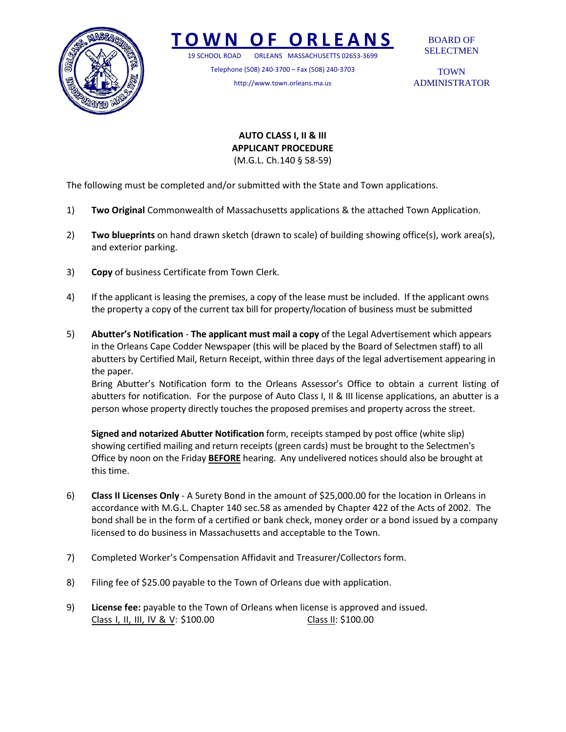# TOWN OF ORLEANS

19 SCHOOL ROAD ORLEANS MASSACHUSETTS 02653-3699

Telephone (508) 240-3700 – Fax (508) 240-3703

http://www.town.orleans.ma.us

BOARD OF SELECTMEN

TOWN ADMINISTRATOR

## AUTO CLASS I, II & III
## APPLICANT PROCEDURE
(M.G.L. Ch.140 § 58-59)

The following must be completed and/or submitted with the State and Town applications.

1) **Two Original** Commonwealth of Massachusetts applications & the attached Town Application.

2) **Two blueprints** on hand drawn sketch (drawn to scale) of building showing office(s), work area(s), and exterior parking.

3) **Copy** of business Certificate from Town Clerk.

4) If the applicant is leasing the premises, a copy of the lease must be included. If the applicant owns the property a copy of the current tax bill for property/location of business must be submitted

5) **Abutter's Notification** - **The applicant must mail a copy** of the Legal Advertisement which appears in the Orleans Cape Codder Newspaper (this will be placed by the Board of Selectmen staff) to all abutters by Certified Mail, Return Receipt, within three days of the legal advertisement appearing in the paper.
   Bring Abutter's Notification form to the Orleans Assessor's Office to obtain a current listing of abutters for notification. For the purpose of Auto Class I, II & III license applications, an abutter is a person whose property directly touches the proposed premises and property across the street.

   **Signed and notarized Abutter Notification** form, receipts stamped by post office (white slip) showing certified mailing and return receipts (green cards) must be brought to the Selectmen's Office by noon on the Friday **<u>BEFORE</u>** hearing. Any undelivered notices should also be brought at this time.

6) **Class II Licenses Only** - A Surety Bond in the amount of $25,000.00 for the location in Orleans in accordance with M.G.L. Chapter 140 sec.58 as amended by Chapter 422 of the Acts of 2002. The bond shall be in the form of a certified or bank check, money order or a bond issued by a company licensed to do business in Massachusetts and acceptable to the Town.

7) Completed Worker's Compensation Affidavit and Treasurer/Collectors form.

8) Filing fee of $25.00 payable to the Town of Orleans due with application.

9) **License fee:** payable to the Town of Orleans when license is approved and issued.
   <u>Class I, II, III, IV & V</u>: $100.00 <u>Class II</u>: $100.00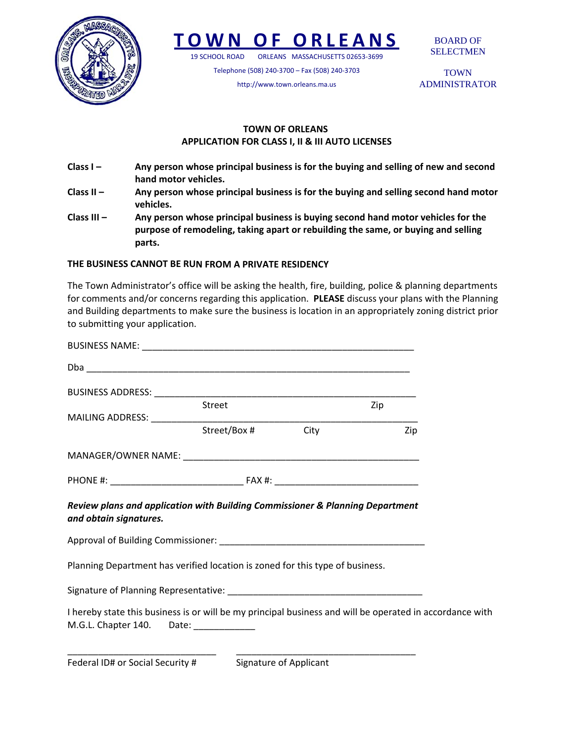# TOWN OF ORLEANS

19 SCHOOL ROAD ORLEANS MASSACHUSETTS 02653-3699

Telephone (508) 240-3700 – Fax (508) 240-3703

http://www.town.orleans.ma.us

BOARD OF SELECTMEN

TOWN ADMINISTRATOR

## TOWN OF ORLEANS
## APPLICATION FOR CLASS I, II & III AUTO LICENSES

**Class I –** **Any person whose principal business is for the buying and selling of new and second hand motor vehicles.**

**Class II –** **Any person whose principal business is for the buying and selling second hand motor vehicles.**

**Class III –** **Any person whose principal business is buying second hand motor vehicles for the purpose of remodeling, taking apart or rebuilding the same, or buying and selling parts.**

**THE BUSINESS CANNOT BE RUN FROM A PRIVATE RESIDENCY**

The Town Administrator's office will be asking the health, fire, building, police & planning departments for comments and/or concerns regarding this application. **PLEASE** discuss your plans with the Planning and Building departments to make sure the business is location in an appropriately zoning district prior to submitting your application.

BUSINESS NAME: ____________________________________________________

Dba _______________________________________________________________

BUSINESS ADDRESS: _________________________________________________
Street Zip

MAILING ADDRESS: __________________________________________________
Street/Box # City Zip

MANAGER/OWNER NAME: _____________________________________________

PHONE #: _________________________ FAX #: ___________________________

***Review plans and application with Building Commissioner & Planning Department and obtain signatures.***

Approval of Building Commissioner: ______________________________________

Planning Department has verified location is zoned for this type of business.

Signature of Planning Representative: ____________________________________

I hereby state this business is or will be my principal business and will be operated in accordance with M.G.L. Chapter 140. Date: ____________

____________________________ ___________________________________

Federal ID# or Social Security # Signature of Applicant